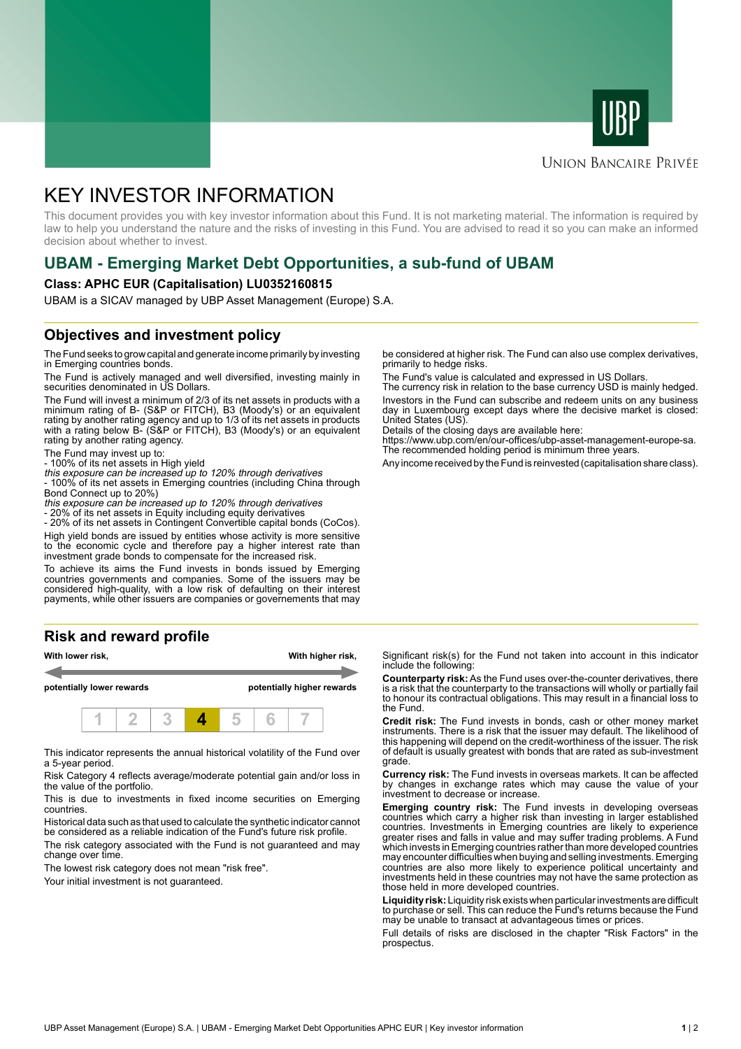UBP

Union Bancaire Privée

# KEY INVESTOR INFORMATION

This document provides you with key investor information about this Fund. It is not marketing material. The information is required by law to help you understand the nature and the risks of investing in this Fund. You are advised to read it so you can make an informed decision about whether to invest.

## UBAM - Emerging Market Debt Opportunities, a sub-fund of UBAM

**Class: APHC EUR (Capitalisation) LU0352160815**

UBAM is a SICAV managed by UBP Asset Management (Europe) S.A.

## Objectives and investment policy

The Fund seeks to grow capital and generate income primarily by investing in Emerging countries bonds.

The Fund is actively managed and well diversified, investing mainly in securities denominated in US Dollars.

The Fund will invest a minimum of 2/3 of its net assets in products with a minimum rating of B- (S&P or FITCH), B3 (Moody's) or an equivalent rating by another rating agency and up to 1/3 of its net assets in products with a rating below B- (S&P or FITCH), B3 (Moody's) or an equivalent rating by another rating agency.

The Fund may invest up to:
- 100% of its net assets in High yield
*this exposure can be increased up to 120% through derivatives*
- 100% of its net assets in Emerging countries (including China through Bond Connect up to 20%)
*this exposure can be increased up to 120% through derivatives*
- 20% of its net assets in Equity including equity derivatives
- 20% of its net assets in Contingent Convertible capital bonds (CoCos).

High yield bonds are issued by entities whose activity is more sensitive to the economic cycle and therefore pay a higher interest rate than investment grade bonds to compensate for the increased risk.

To achieve its aims the Fund invests in bonds issued by Emerging countries governments and companies. Some of the issuers may be considered high-quality, with a low risk of defaulting on their interest payments, while other issuers are companies or governements that may be considered at higher risk. The Fund can also use complex derivatives, primarily to hedge risks.

The Fund's value is calculated and expressed in US Dollars.
The currency risk in relation to the base currency USD is mainly hedged.

Investors in the Fund can subscribe and redeem units on any business day in Luxembourg except days where the decisive market is closed: United States (US).
Details of the closing days are available here:
https://www.ubp.com/en/our-offices/ubp-asset-management-europe-sa.
The recommended holding period is minimum three years.

Any income received by the Fund is reinvested (capitalisation share class).

## Risk and reward profile

| With lower risk, potentially lower rewards | | | | | | With higher risk, potentially higher rewards |
|---|---|---|---|---|---|---|
| 1 | 2 | 3 | **4** | 5 | 6 | 7 |

This indicator represents the annual historical volatility of the Fund over a 5-year period.

Risk Category 4 reflects average/moderate potential gain and/or loss in the value of the portfolio.

This is due to investments in fixed income securities on Emerging countries.

Historical data such as that used to calculate the synthetic indicator cannot be considered as a reliable indication of the Fund's future risk profile.

The risk category associated with the Fund is not guaranteed and may change over time.

The lowest risk category does not mean "risk free".

Your initial investment is not guaranteed.

Significant risk(s) for the Fund not taken into account in this indicator include the following:

**Counterparty risk:** As the Fund uses over-the-counter derivatives, there is a risk that the counterparty to the transactions will wholly or partially fail to honour its contractual obligations. This may result in a financial loss to the Fund.

**Credit risk:** The Fund invests in bonds, cash or other money market instruments. There is a risk that the issuer may default. The likelihood of this happening will depend on the credit-worthiness of the issuer. The risk of default is usually greatest with bonds that are rated as sub-investment grade.

**Currency risk:** The Fund invests in overseas markets. It can be affected by changes in exchange rates which may cause the value of your investment to decrease or increase.

**Emerging country risk:** The Fund invests in developing overseas countries which carry a higher risk than investing in larger established countries. Investments in Emerging countries are likely to experience greater rises and falls in value and may suffer trading problems. A Fund which invests in Emerging countries rather than more developed countries may encounter difficulties when buying and selling investments. Emerging countries are also more likely to experience political uncertainty and investments held in these countries may not have the same protection as those held in more developed countries.

**Liquidity risk:** Liquidity risk exists when particular investments are difficult to purchase or sell. This can reduce the Fund's returns because the Fund may be unable to transact at advantageous times or prices.

Full details of risks are disclosed in the chapter "Risk Factors" in the prospectus.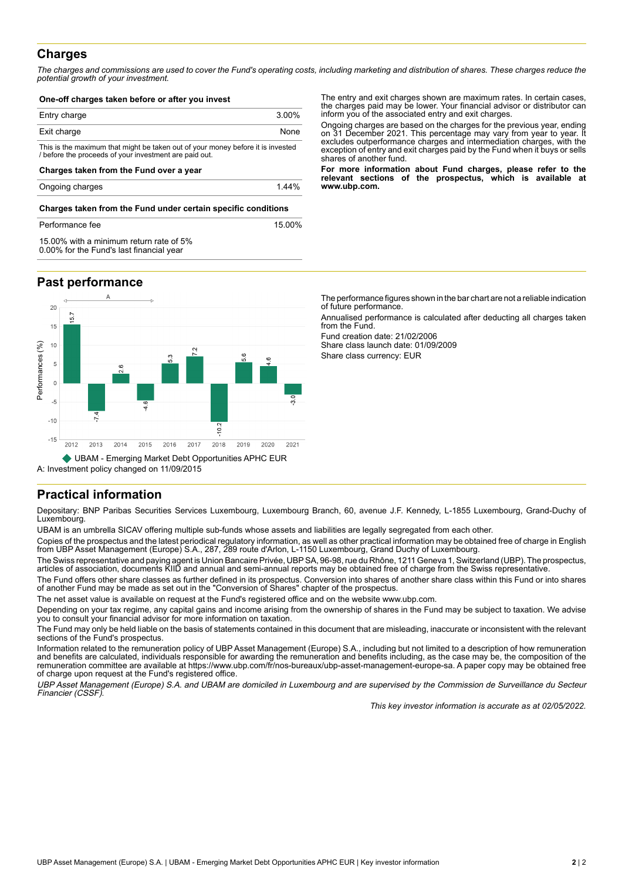## Charges

*The charges and commissions are used to cover the Fund's operating costs, including marketing and distribution of shares. These charges reduce the potential growth of your investment.*

| **One-off charges taken before or after you invest** | |
|---|---|
| Entry charge | 3.00% |
| Exit charge | None |

This is the maximum that might be taken out of your money before it is invested / before the proceeds of your investment are paid out.

| **Charges taken from the Fund over a year** | |
|---|---|
| Ongoing charges | 1.44% |

| **Charges taken from the Fund under certain specific conditions** | |
|---|---|
| Performance fee | 15.00% |

15.00% with a minimum return rate of 5%
0.00% for the Fund's last financial year

The entry and exit charges shown are maximum rates. In certain cases, the charges paid may be lower. Your financial advisor or distributor can inform you of the associated entry and exit charges.

Ongoing charges are based on the charges for the previous year, ending on 31 December 2021. This percentage may vary from year to year. It excludes outperformance charges and intermediation charges, with the exception of entry and exit charges paid by the Fund when it buys or sells shares of another fund.

**For more information about Fund charges, please refer to the relevant sections of the prospectus, which is available at www.ubp.com.**

## Past performance

A

Performances (%)

20
15
10
5
0
-5
-10
-15

15.7
-7.4
2.6
-4.6
5.3
7.2
-10.2
5.6
4.6
-3.0

2012 2013 2014 2015 2016 2017 2018 2019 2020 2021

UBAM - Emerging Market Debt Opportunities APHC EUR

A: Investment policy changed on 11/09/2015

The performance figures shown in the bar chart are not a reliable indication of future performance.

Annualised performance is calculated after deducting all charges taken from the Fund.

Fund creation date: 21/02/2006
Share class launch date: 01/09/2009
Share class currency: EUR

## Practical information

Depositary: BNP Paribas Securities Services Luxembourg, Luxembourg Branch, 60, avenue J.F. Kennedy, L-1855 Luxembourg, Grand-Duchy of Luxembourg.

UBAM is an umbrella SICAV offering multiple sub-funds whose assets and liabilities are legally segregated from each other.

Copies of the prospectus and the latest periodical regulatory information, as well as other practical information may be obtained free of charge in English from UBP Asset Management (Europe) S.A., 287, 289 route d'Arlon, L-1150 Luxembourg, Grand Duchy of Luxembourg.

The Swiss representative and paying agent is Union Bancaire Privée, UBP SA, 96-98, rue du Rhône, 1211 Geneva 1, Switzerland (UBP). The prospectus, articles of association, documents KIID and annual and semi-annual reports may be obtained free of charge from the Swiss representative.

The Fund offers other share classes as further defined in its prospectus. Conversion into shares of another share class within this Fund or into shares of another Fund may be made as set out in the "Conversion of Shares" chapter of the prospectus.

The net asset value is available on request at the Fund's registered office and on the website www.ubp.com.

Depending on your tax regime, any capital gains and income arising from the ownership of shares in the Fund may be subject to taxation. We advise you to consult your financial advisor for more information on taxation.

The Fund may only be held liable on the basis of statements contained in this document that are misleading, inaccurate or inconsistent with the relevant sections of the Fund's prospectus.

Information related to the remuneration policy of UBP Asset Management (Europe) S.A., including but not limited to a description of how remuneration and benefits are calculated, individuals responsible for awarding the remuneration and benefits including, as the case may be, the composition of the remuneration committee are available at https://www.ubp.com/fr/nos-bureaux/ubp-asset-management-europe-sa. A paper copy may be obtained free of charge upon request at the Fund's registered office.

*UBP Asset Management (Europe) S.A. and UBAM are domiciled in Luxembourg and are supervised by the Commission de Surveillance du Secteur Financier (CSSF).*

*This key investor information is accurate as at 02/05/2022.*